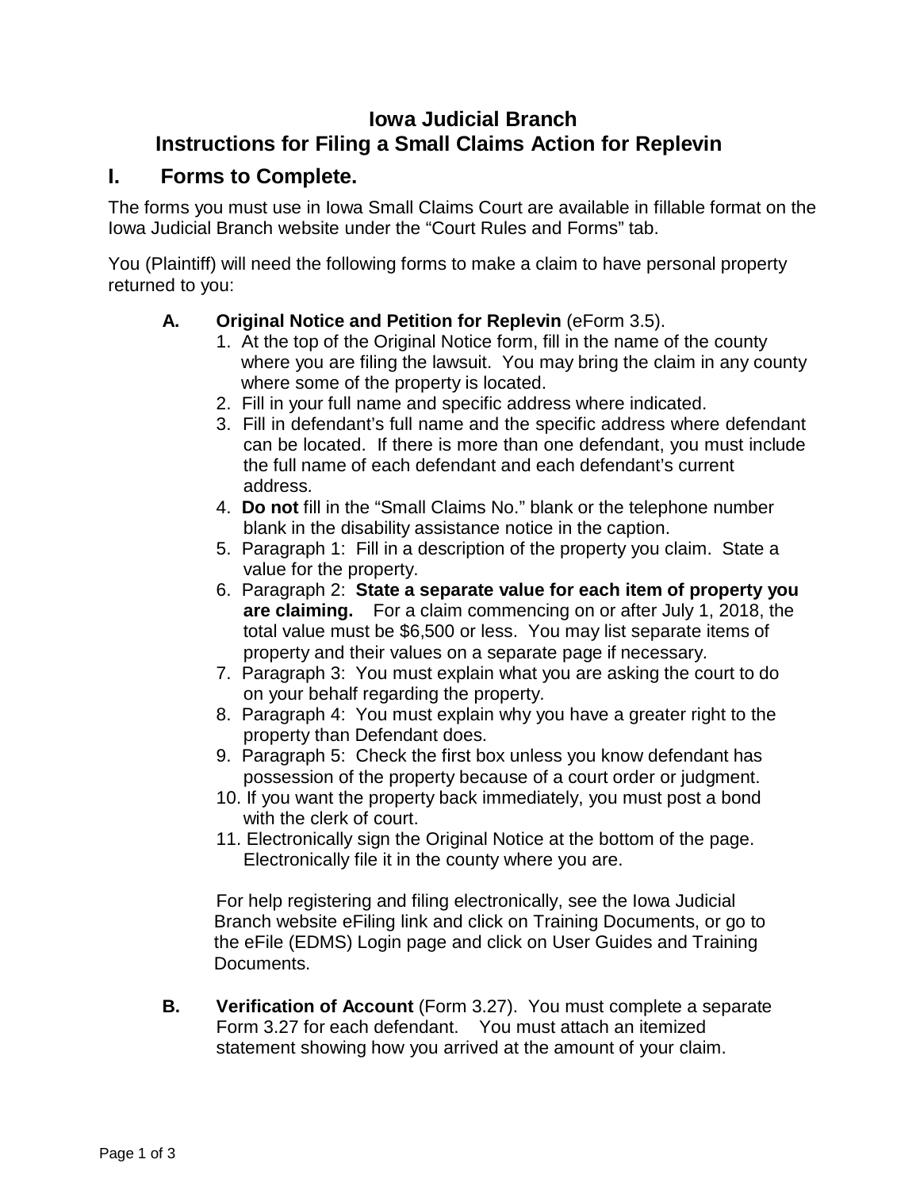# Iowa Judicial Branch
# Instructions for Filing a Small Claims Action for Replevin

## I. Forms to Complete.

The forms you must use in Iowa Small Claims Court are available in fillable format on the Iowa Judicial Branch website under the "Court Rules and Forms" tab.

You (Plaintiff) will need the following forms to make a claim to have personal property returned to you:

**A. Original Notice and Petition for Replevin** (eForm 3.5).

1. At the top of the Original Notice form, fill in the name of the county where you are filing the lawsuit. You may bring the claim in any county where some of the property is located.
2. Fill in your full name and specific address where indicated.
3. Fill in defendant's full name and the specific address where defendant can be located. If there is more than one defendant, you must include the full name of each defendant and each defendant's current address.
4. **Do not** fill in the "Small Claims No." blank or the telephone number blank in the disability assistance notice in the caption.
5. Paragraph 1: Fill in a description of the property you claim. State a value for the property.
6. Paragraph 2: **State a separate value for each item of property you are claiming.** For a claim commencing on or after July 1, 2018, the total value must be $6,500 or less. You may list separate items of property and their values on a separate page if necessary.
7. Paragraph 3: You must explain what you are asking the court to do on your behalf regarding the property.
8. Paragraph 4: You must explain why you have a greater right to the property than Defendant does.
9. Paragraph 5: Check the first box unless you know defendant has possession of the property because of a court order or judgment.
10. If you want the property back immediately, you must post a bond with the clerk of court.
11. Electronically sign the Original Notice at the bottom of the page. Electronically file it in the county where you are.

For help registering and filing electronically, see the Iowa Judicial Branch website eFiling link and click on Training Documents, or go to the eFile (EDMS) Login page and click on User Guides and Training Documents.

**B. Verification of Account** (Form 3.27). You must complete a separate Form 3.27 for each defendant. You must attach an itemized statement showing how you arrived at the amount of your claim.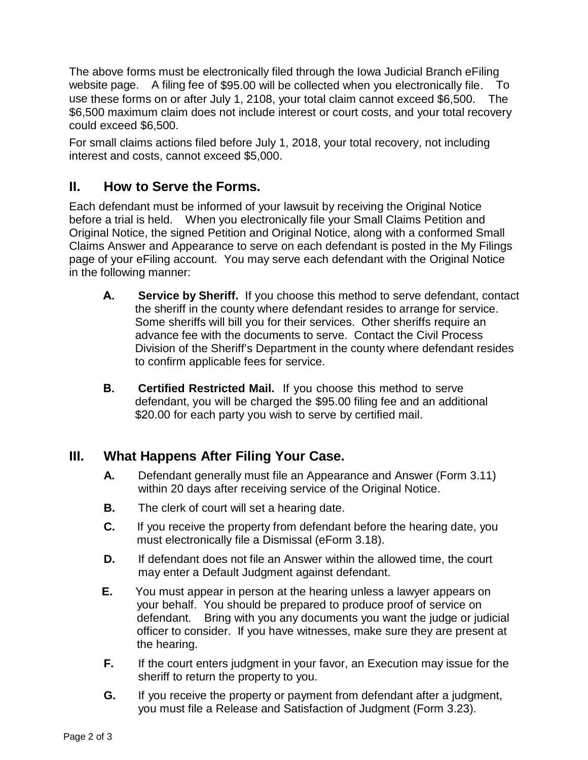The above forms must be electronically filed through the Iowa Judicial Branch eFiling website page. A filing fee of $95.00 will be collected when you electronically file. To use these forms on or after July 1, 2108, your total claim cannot exceed $6,500. The $6,500 maximum claim does not include interest or court costs, and your total recovery could exceed $6,500.

For small claims actions filed before July 1, 2018, your total recovery, not including interest and costs, cannot exceed $5,000.

## II. How to Serve the Forms.

Each defendant must be informed of your lawsuit by receiving the Original Notice before a trial is held. When you electronically file your Small Claims Petition and Original Notice, the signed Petition and Original Notice, along with a conformed Small Claims Answer and Appearance to serve on each defendant is posted in the My Filings page of your eFiling account. You may serve each defendant with the Original Notice in the following manner:

**A. Service by Sheriff.** If you choose this method to serve defendant, contact the sheriff in the county where defendant resides to arrange for service. Some sheriffs will bill you for their services. Other sheriffs require an advance fee with the documents to serve. Contact the Civil Process Division of the Sheriff's Department in the county where defendant resides to confirm applicable fees for service.

**B. Certified Restricted Mail.** If you choose this method to serve defendant, you will be charged the $95.00 filing fee and an additional $20.00 for each party you wish to serve by certified mail.

## III. What Happens After Filing Your Case.

**A.** Defendant generally must file an Appearance and Answer (Form 3.11) within 20 days after receiving service of the Original Notice.

**B.** The clerk of court will set a hearing date.

**C.** If you receive the property from defendant before the hearing date, you must electronically file a Dismissal (eForm 3.18).

**D.** If defendant does not file an Answer within the allowed time, the court may enter a Default Judgment against defendant.

**E.** You must appear in person at the hearing unless a lawyer appears on your behalf. You should be prepared to produce proof of service on defendant. Bring with you any documents you want the judge or judicial officer to consider. If you have witnesses, make sure they are present at the hearing.

**F.** If the court enters judgment in your favor, an Execution may issue for the sheriff to return the property to you.

**G.** If you receive the property or payment from defendant after a judgment, you must file a Release and Satisfaction of Judgment (Form 3.23).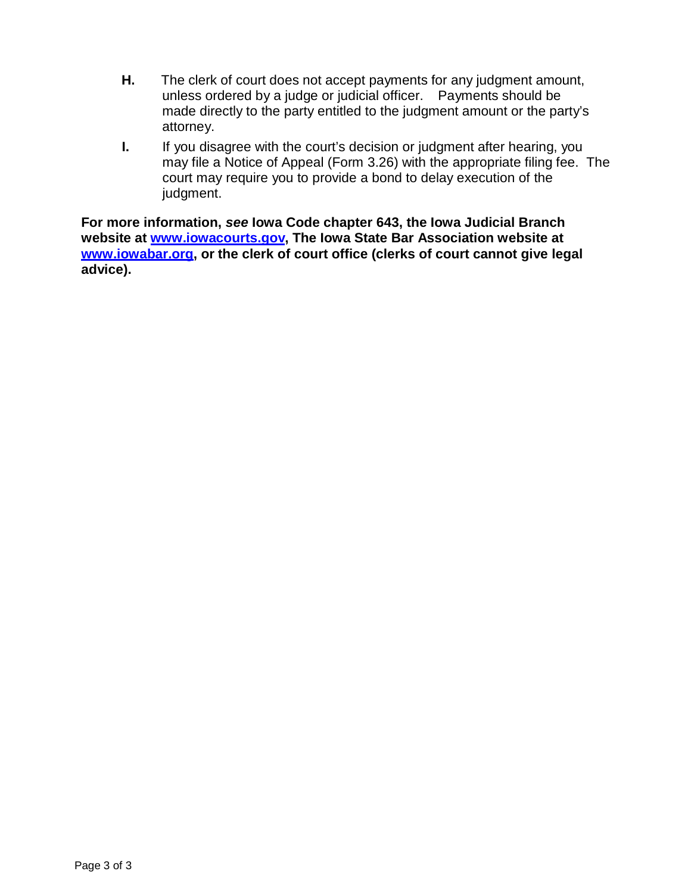**H.** The clerk of court does not accept payments for any judgment amount, unless ordered by a judge or judicial officer. Payments should be made directly to the party entitled to the judgment amount or the party's attorney.

**I.** If you disagree with the court's decision or judgment after hearing, you may file a Notice of Appeal (Form 3.26) with the appropriate filing fee. The court may require you to provide a bond to delay execution of the judgment.

**For more information, *see* Iowa Code chapter 643, the Iowa Judicial Branch website at [www.iowacourts.gov](http://www.iowacourts.gov), The Iowa State Bar Association website at [www.iowabar.org](http://www.iowabar.org), or the clerk of court office (clerks of court cannot give legal advice).**